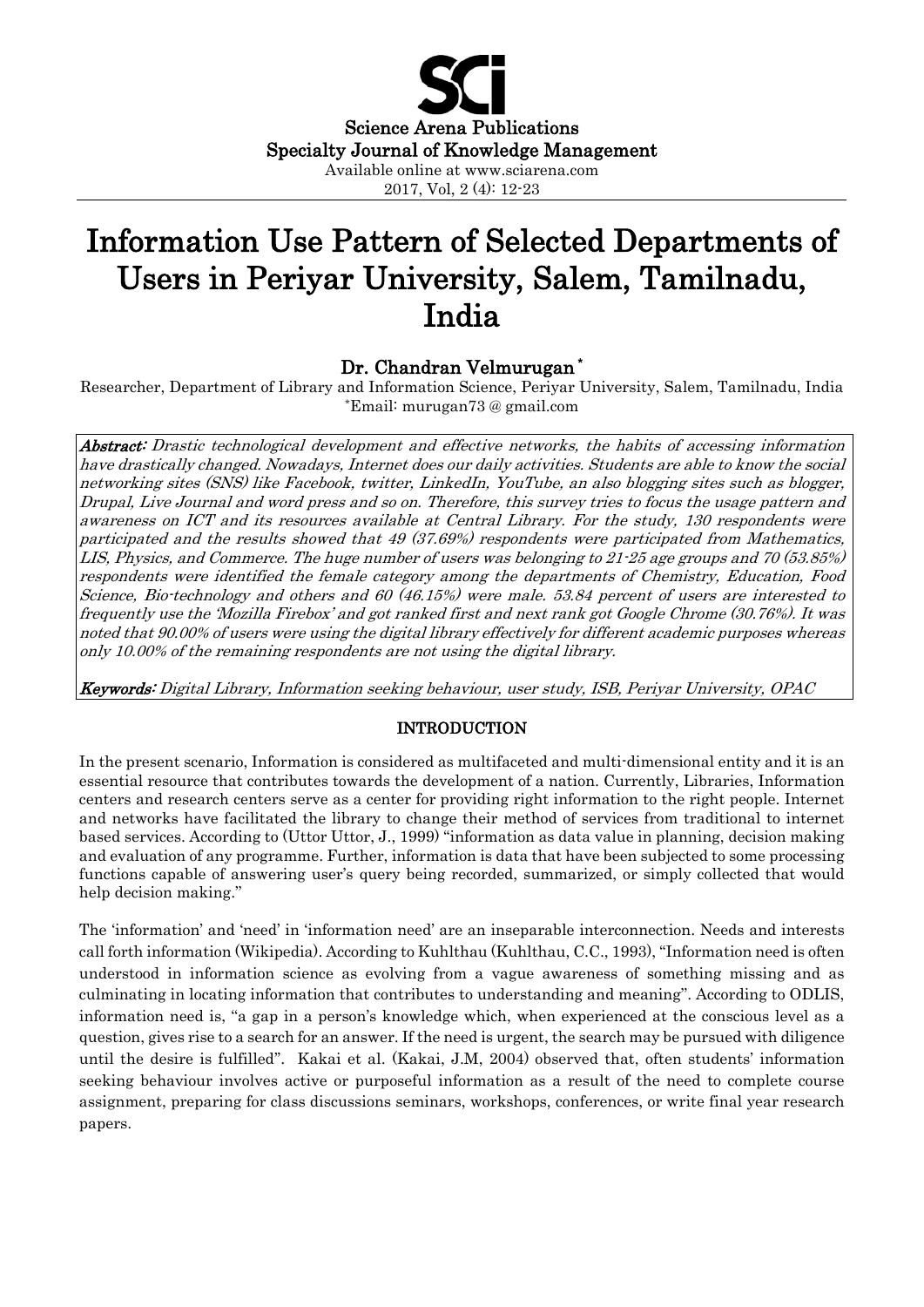Science Arena Publications
Specialty Journal of Knowledge Management
Available online at www.sciarena.com
2017, Vol, 2 (4): 12-23

# Information Use Pattern of Selected Departments of Users in Periyar University, Salem, Tamilnadu, India

## Dr. Chandran Velmurugan*

Researcher, Department of Library and Information Science, Periyar University, Salem, Tamilnadu, India
*Email: murugan73 @ gmail.com

***Abstract:*** *Drastic technological development and effective networks, the habits of accessing information have drastically changed. Nowadays, Internet does our daily activities. Students are able to know the social networking sites (SNS) like Facebook, twitter, LinkedIn, YouTube, an also blogging sites such as blogger, Drupal, Live Journal and word press and so on. Therefore, this survey tries to focus the usage pattern and awareness on ICT and its resources available at Central Library. For the study, 130 respondents were participated and the results showed that 49 (37.69%) respondents were participated from Mathematics, LIS, Physics, and Commerce. The huge number of users was belonging to 21-25 age groups and 70 (53.85%) respondents were identified the female category among the departments of Chemistry, Education, Food Science, Bio-technology and others and 60 (46.15%) were male. 53.84 percent of users are interested to frequently use the 'Mozilla Firebox' and got ranked first and next rank got Google Chrome (30.76%). It was noted that 90.00% of users were using the digital library effectively for different academic purposes whereas only 10.00% of the remaining respondents are not using the digital library.*

***Keywords:*** *Digital Library, Information seeking behaviour, user study, ISB, Periyar University, OPAC*

## INTRODUCTION

In the present scenario, Information is considered as multifaceted and multi-dimensional entity and it is an essential resource that contributes towards the development of a nation. Currently, Libraries, Information centers and research centers serve as a center for providing right information to the right people. Internet and networks have facilitated the library to change their method of services from traditional to internet based services. According to (Uttor Uttor, J., 1999) "information as data value in planning, decision making and evaluation of any programme. Further, information is data that have been subjected to some processing functions capable of answering user's query being recorded, summarized, or simply collected that would help decision making."

The 'information' and 'need' in 'information need' are an inseparable interconnection. Needs and interests call forth information (Wikipedia). According to Kuhlthau (Kuhlthau, C.C., 1993), "Information need is often understood in information science as evolving from a vague awareness of something missing and as culminating in locating information that contributes to understanding and meaning". According to ODLIS, information need is, "a gap in a person's knowledge which, when experienced at the conscious level as a question, gives rise to a search for an answer. If the need is urgent, the search may be pursued with diligence until the desire is fulfilled". Kakai et al. (Kakai, J.M, 2004) observed that, often students' information seeking behaviour involves active or purposeful information as a result of the need to complete course assignment, preparing for class discussions seminars, workshops, conferences, or write final year research papers.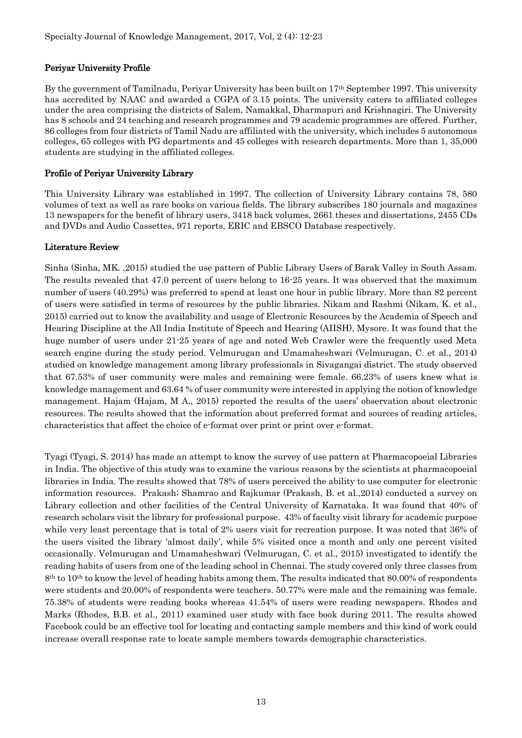### Periyar University Profile

By the government of Tamilnadu, Periyar University has been built on 17th September 1997. This university has accredited by NAAC and awarded a CGPA of 3.15 points. The university caters to affiliated colleges under the area comprising the districts of Salem, Namakkal, Dharmapuri and Krishnagiri. The University has 8 schools and 24 teaching and research programmes and 79 academic programmes are offered. Further, 86 colleges from four districts of Tamil Nadu are affiliated with the university, which includes 5 autonomous colleges, 65 colleges with PG departments and 45 colleges with research departments. More than 1, 35,000 students are studying in the affiliated colleges.

### Profile of Periyar University Library

This University Library was established in 1997. The collection of University Library contains 78, 580 volumes of text as well as rare books on various fields. The library subscribes 180 journals and magazines 13 newspapers for the benefit of library users, 3418 back volumes, 2661 theses and dissertations, 2455 CDs and DVDs and Audio Cassettes, 971 reports, ERIC and EBSCO Database respectively.

### Literature Review

Sinha (Sinha, MK. ,2015) studied the use pattern of Public Library Users of Barak Valley in South Assam. The results revealed that 47.0 percent of users belong to 16-25 years. It was observed that the maximum number of users (40.29%) was preferred to spend at least one hour in public library. More than 82 percent of users were satisfied in terms of resources by the public libraries. Nikam and Rashmi (Nikam, K. et al., 2015) carried out to know the availability and usage of Electronic Resources by the Academia of Speech and Hearing Discipline at the All India Institute of Speech and Hearing (AIISH), Mysore. It was found that the huge number of users under 21-25 years of age and noted Web Crawler were the frequently used Meta search engine during the study period. Velmurugan and Umamaheshwari (Velmurugan, C. et al., 2014) studied on knowledge management among library professionals in Sivagangai district. The study observed that 67.53% of user community were males and remaining were female. 66.23% of users knew what is knowledge management and 63.64 % of user community were interested in applying the notion of knowledge management. Hajam (Hajam, M A., 2015) reported the results of the users' observation about electronic resources. The results showed that the information about preferred format and sources of reading articles, characteristics that affect the choice of e-format over print or print over e-format.

Tyagi (Tyagi, S. 2014) has made an attempt to know the survey of use pattern at Pharmacopoeial Libraries in India. The objective of this study was to examine the various reasons by the scientists at pharmacopoeial libraries in India. The results showed that 78% of users perceived the ability to use computer for electronic information resources. Prakash; Shamrao and Rajkumar (Prakash, B. et al.,2014) conducted a survey on Library collection and other facilities of the Central University of Karnataka. It was found that 40% of research scholars visit the library for professional purpose. 43% of faculty visit library for academic purpose while very least percentage that is total of 2% users visit for recreation purpose. It was noted that 36% of the users visited the library 'almost daily', while 5% visited once a month and only one percent visited occasionally. Velmurugan and Umamaheshwari (Velmurugan, C. et al., 2015) investigated to identify the reading habits of users from one of the leading school in Chennai. The study covered only three classes from 8th to 10th to know the level of heading habits among them. The results indicated that 80.00% of respondents were students and 20.00% of respondents were teachers. 50.77% were male and the remaining was female. 75.38% of students were reading books whereas 41.54% of users were reading newspapers. Rhodes and Marks (Rhodes, B.B. et al., 2011) examined user study with face book during 2011. The results showed Facebook could be an effective tool for locating and contacting sample members and this kind of work could increase overall response rate to locate sample members towards demographic characteristics.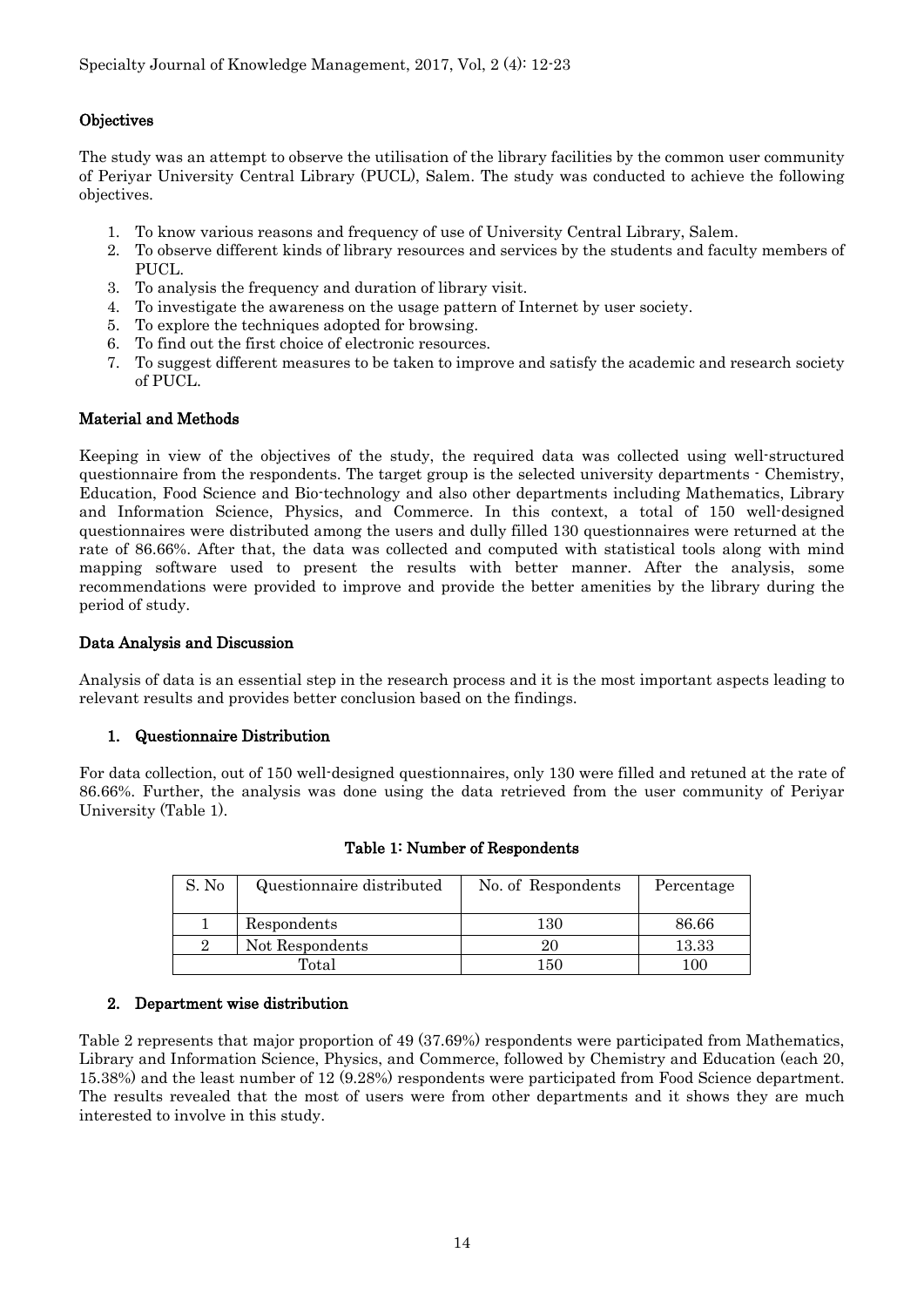## Objectives

The study was an attempt to observe the utilisation of the library facilities by the common user community of Periyar University Central Library (PUCL), Salem. The study was conducted to achieve the following objectives.

1. To know various reasons and frequency of use of University Central Library, Salem.
2. To observe different kinds of library resources and services by the students and faculty members of PUCL.
3. To analysis the frequency and duration of library visit.
4. To investigate the awareness on the usage pattern of Internet by user society.
5. To explore the techniques adopted for browsing.
6. To find out the first choice of electronic resources.
7. To suggest different measures to be taken to improve and satisfy the academic and research society of PUCL.

## Material and Methods

Keeping in view of the objectives of the study, the required data was collected using well-structured questionnaire from the respondents. The target group is the selected university departments - Chemistry, Education, Food Science and Bio-technology and also other departments including Mathematics, Library and Information Science, Physics, and Commerce. In this context, a total of 150 well-designed questionnaires were distributed among the users and dully filled 130 questionnaires were returned at the rate of 86.66%. After that, the data was collected and computed with statistical tools along with mind mapping software used to present the results with better manner. After the analysis, some recommendations were provided to improve and provide the better amenities by the library during the period of study.

## Data Analysis and Discussion

Analysis of data is an essential step in the research process and it is the most important aspects leading to relevant results and provides better conclusion based on the findings.

### 1. Questionnaire Distribution

For data collection, out of 150 well-designed questionnaires, only 130 were filled and retuned at the rate of 86.66%. Further, the analysis was done using the data retrieved from the user community of Periyar University (Table 1).

**Table 1: Number of Respondents**

| S. No | Questionnaire distributed | No. of Respondents | Percentage |
|---|---|---|---|
| 1 | Respondents | 130 | 86.66 |
| 2 | Not Respondents | 20 | 13.33 |
| Total | | 150 | 100 |

### 2. Department wise distribution

Table 2 represents that major proportion of 49 (37.69%) respondents were participated from Mathematics, Library and Information Science, Physics, and Commerce, followed by Chemistry and Education (each 20, 15.38%) and the least number of 12 (9.28%) respondents were participated from Food Science department. The results revealed that the most of users were from other departments and it shows they are much interested to involve in this study.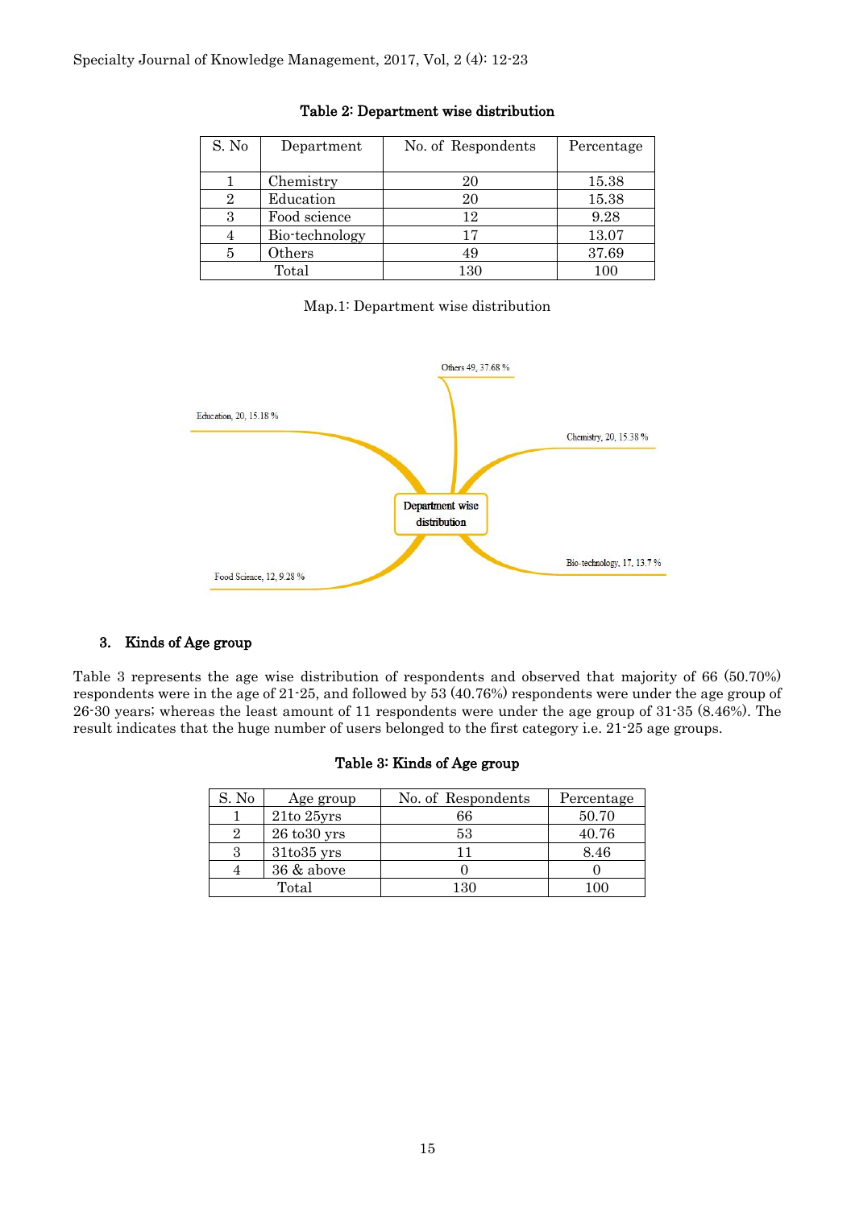**Table 2: Department wise distribution**

| S. No | Department | No. of Respondents | Percentage |
|---|---|---|---|
| 1 | Chemistry | 20 | 15.38 |
| 2 | Education | 20 | 15.38 |
| 3 | Food science | 12 | 9.28 |
| 4 | Bio-technology | 17 | 13.07 |
| 5 | Others | 49 | 37.69 |
| Total | | 130 | 100 |

Map.1: Department wise distribution

Others 49, 37.68 %

Education, 20, 15.18 %

Chemistry, 20, 15.38 %

Department wise distribution

Food Science, 12, 9.28 %

Bio-technology, 17, 13.7 %

### 3. Kinds of Age group

Table 3 represents the age wise distribution of respondents and observed that majority of 66 (50.70%) respondents were in the age of 21-25, and followed by 53 (40.76%) respondents were under the age group of 26-30 years; whereas the least amount of 11 respondents were under the age group of 31-35 (8.46%). The result indicates that the huge number of users belonged to the first category i.e. 21-25 age groups.

**Table 3: Kinds of Age group**

| S. No | Age group | No. of Respondents | Percentage |
|---|---|---|---|
| 1 | 21to 25yrs | 66 | 50.70 |
| 2 | 26 to30 yrs | 53 | 40.76 |
| 3 | 31to35 yrs | 11 | 8.46 |
| 4 | 36 & above | 0 | 0 |
| Total | | 130 | 100 |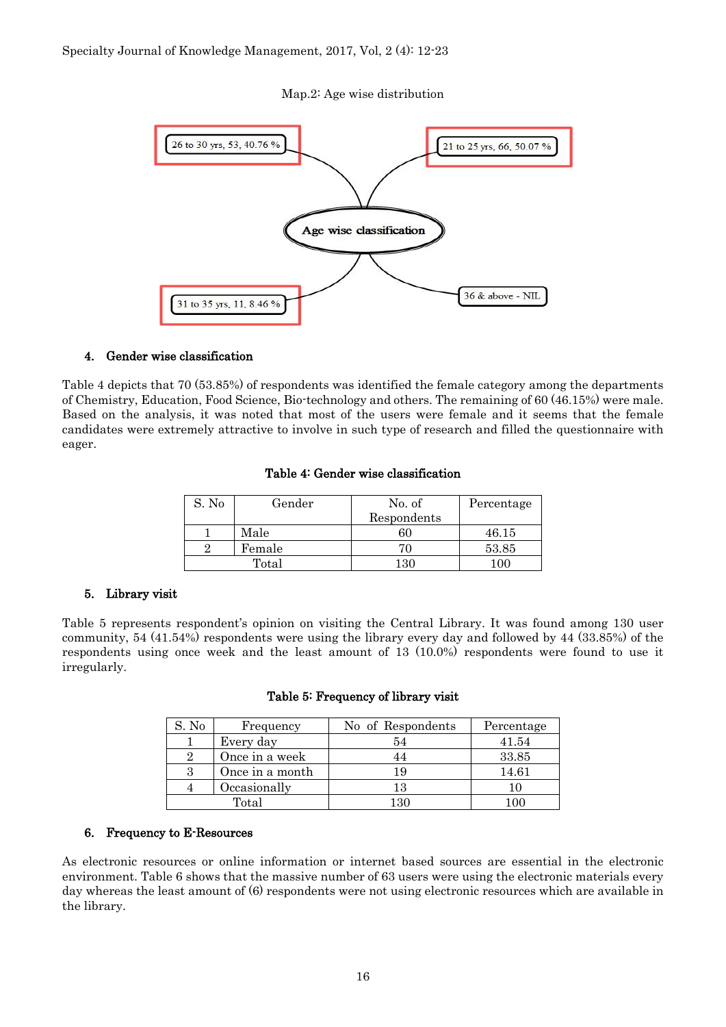Map.2: Age wise distribution

Age wise classification

- 26 to 30 yrs, 53, 40.76 %
- 21 to 25 yrs, 66, 50.07 %
- 31 to 35 yrs, 11, 8.46 %
- 36 & above - NIL

## 4. Gender wise classification

Table 4 depicts that 70 (53.85%) of respondents was identified the female category among the departments of Chemistry, Education, Food Science, Bio-technology and others. The remaining of 60 (46.15%) were male. Based on the analysis, it was noted that most of the users were female and it seems that the female candidates were extremely attractive to involve in such type of research and filled the questionnaire with eager.

**Table 4: Gender wise classification**

| S. No | Gender | No. of Respondents | Percentage |
|---|---|---|---|
| 1 | Male | 60 | 46.15 |
| 2 | Female | 70 | 53.85 |
| Total | | 130 | 100 |

## 5. Library visit

Table 5 represents respondent's opinion on visiting the Central Library. It was found among 130 user community, 54 (41.54%) respondents were using the library every day and followed by 44 (33.85%) of the respondents using once week and the least amount of 13 (10.0%) respondents were found to use it irregularly.

**Table 5: Frequency of library visit**

| S. No | Frequency | No of Respondents | Percentage |
|---|---|---|---|
| 1 | Every day | 54 | 41.54 |
| 2 | Once in a week | 44 | 33.85 |
| 3 | Once in a month | 19 | 14.61 |
| 4 | Occasionally | 13 | 10 |
| Total | | 130 | 100 |

## 6. Frequency to E-Resources

As electronic resources or online information or internet based sources are essential in the electronic environment. Table 6 shows that the massive number of 63 users were using the electronic materials every day whereas the least amount of (6) respondents were not using electronic resources which are available in the library.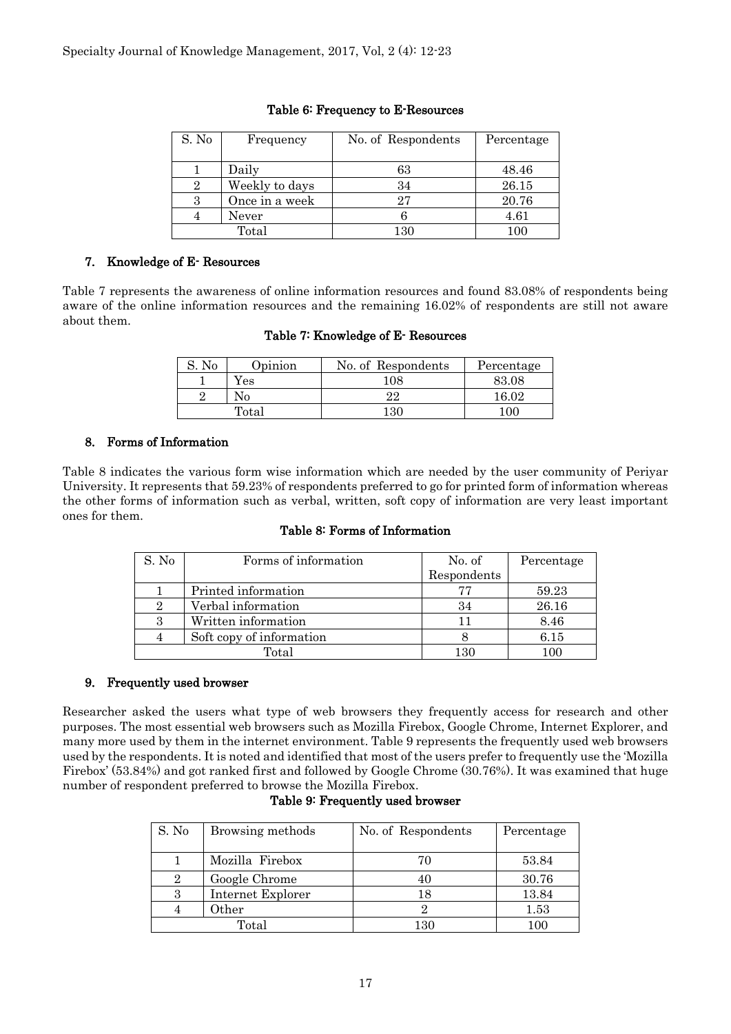**Table 6: Frequency to E-Resources**

| S. No | Frequency | No. of Respondents | Percentage |
|---|---|---|---|
| 1 | Daily | 63 | 48.46 |
| 2 | Weekly to days | 34 | 26.15 |
| 3 | Once in a week | 27 | 20.76 |
| 4 | Never | 6 | 4.61 |
| Total | | 130 | 100 |

## 7. Knowledge of E- Resources

Table 7 represents the awareness of online information resources and found 83.08% of respondents being aware of the online information resources and the remaining 16.02% of respondents are still not aware about them.

**Table 7: Knowledge of E- Resources**

| S. No | Opinion | No. of Respondents | Percentage |
|---|---|---|---|
| 1 | Yes | 108 | 83.08 |
| 2 | No | 22 | 16.02 |
| Total | | 130 | 100 |

## 8. Forms of Information

Table 8 indicates the various form wise information which are needed by the user community of Periyar University. It represents that 59.23% of respondents preferred to go for printed form of information whereas the other forms of information such as verbal, written, soft copy of information are very least important ones for them.

**Table 8: Forms of Information**

| S. No | Forms of information | No. of Respondents | Percentage |
|---|---|---|---|
| 1 | Printed information | 77 | 59.23 |
| 2 | Verbal information | 34 | 26.16 |
| 3 | Written information | 11 | 8.46 |
| 4 | Soft copy of information | 8 | 6.15 |
| Total | | 130 | 100 |

## 9. Frequently used browser

Researcher asked the users what type of web browsers they frequently access for research and other purposes. The most essential web browsers such as Mozilla Firebox, Google Chrome, Internet Explorer, and many more used by them in the internet environment. Table 9 represents the frequently used web browsers used by the respondents. It is noted and identified that most of the users prefer to frequently use the 'Mozilla Firebox' (53.84%) and got ranked first and followed by Google Chrome (30.76%). It was examined that huge number of respondent preferred to browse the Mozilla Firebox.

**Table 9: Frequently used browser**

| S. No | Browsing methods | No. of Respondents | Percentage |
|---|---|---|---|
| 1 | Mozilla Firebox | 70 | 53.84 |
| 2 | Google Chrome | 40 | 30.76 |
| 3 | Internet Explorer | 18 | 13.84 |
| 4 | Other | 2 | 1.53 |
| Total | | 130 | 100 |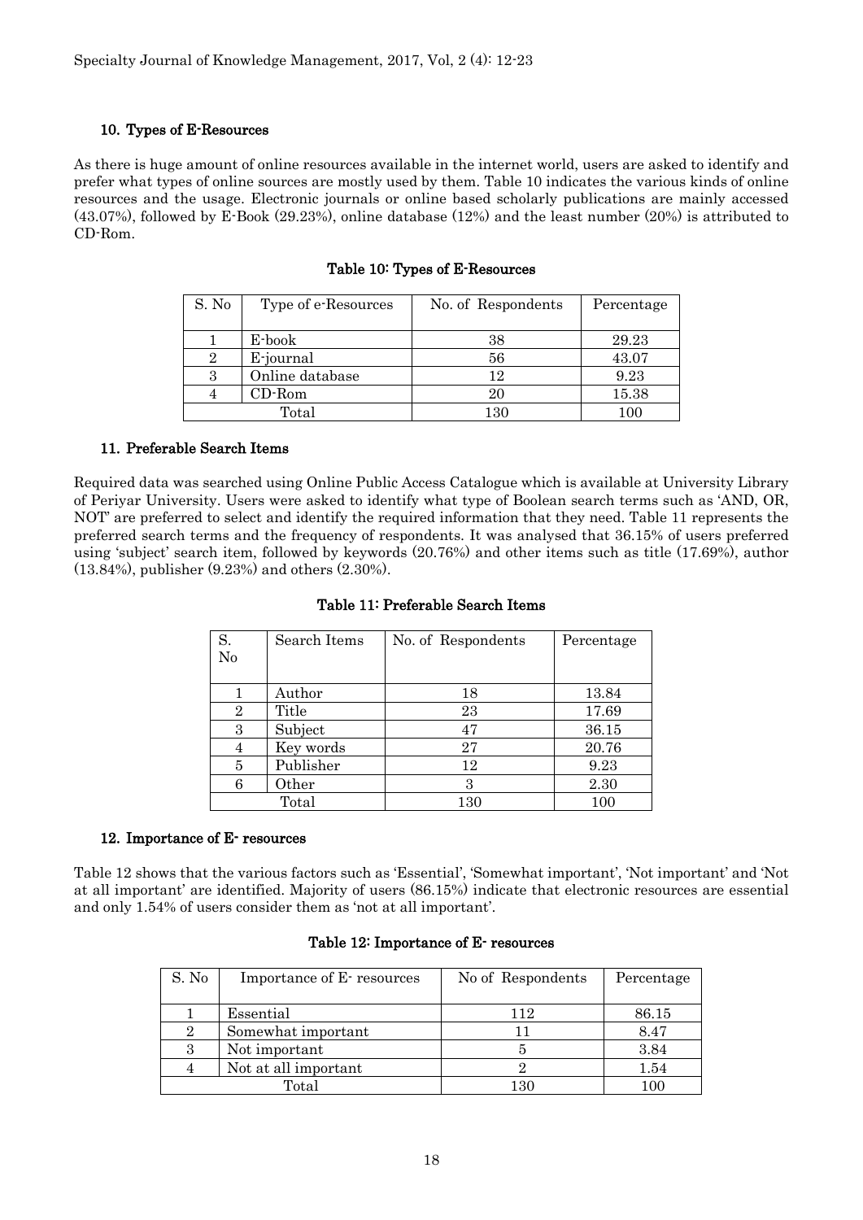## 10. Types of E-Resources

As there is huge amount of online resources available in the internet world, users are asked to identify and prefer what types of online sources are mostly used by them. Table 10 indicates the various kinds of online resources and the usage. Electronic journals or online based scholarly publications are mainly accessed (43.07%), followed by E-Book (29.23%), online database (12%) and the least number (20%) is attributed to CD-Rom.

**Table 10: Types of E-Resources**

| S. No | Type of e-Resources | No. of Respondents | Percentage |
|---|---|---|---|
| 1 | E-book | 38 | 29.23 |
| 2 | E-journal | 56 | 43.07 |
| 3 | Online database | 12 | 9.23 |
| 4 | CD-Rom | 20 | 15.38 |
| Total | | 130 | 100 |

## 11. Preferable Search Items

Required data was searched using Online Public Access Catalogue which is available at University Library of Periyar University. Users were asked to identify what type of Boolean search terms such as 'AND, OR, NOT' are preferred to select and identify the required information that they need. Table 11 represents the preferred search terms and the frequency of respondents. It was analysed that 36.15% of users preferred using 'subject' search item, followed by keywords (20.76%) and other items such as title (17.69%), author (13.84%), publisher (9.23%) and others (2.30%).

**Table 11: Preferable Search Items**

| S. No | Search Items | No. of Respondents | Percentage |
|---|---|---|---|
| 1 | Author | 18 | 13.84 |
| 2 | Title | 23 | 17.69 |
| 3 | Subject | 47 | 36.15 |
| 4 | Key words | 27 | 20.76 |
| 5 | Publisher | 12 | 9.23 |
| 6 | Other | 3 | 2.30 |
| Total | | 130 | 100 |

## 12. Importance of E- resources

Table 12 shows that the various factors such as 'Essential', 'Somewhat important', 'Not important' and 'Not at all important' are identified. Majority of users (86.15%) indicate that electronic resources are essential and only 1.54% of users consider them as 'not at all important'.

**Table 12: Importance of E- resources**

| S. No | Importance of E- resources | No of Respondents | Percentage |
|---|---|---|---|
| 1 | Essential | 112 | 86.15 |
| 2 | Somewhat important | 11 | 8.47 |
| 3 | Not important | 5 | 3.84 |
| 4 | Not at all important | 2 | 1.54 |
| Total | | 130 | 100 |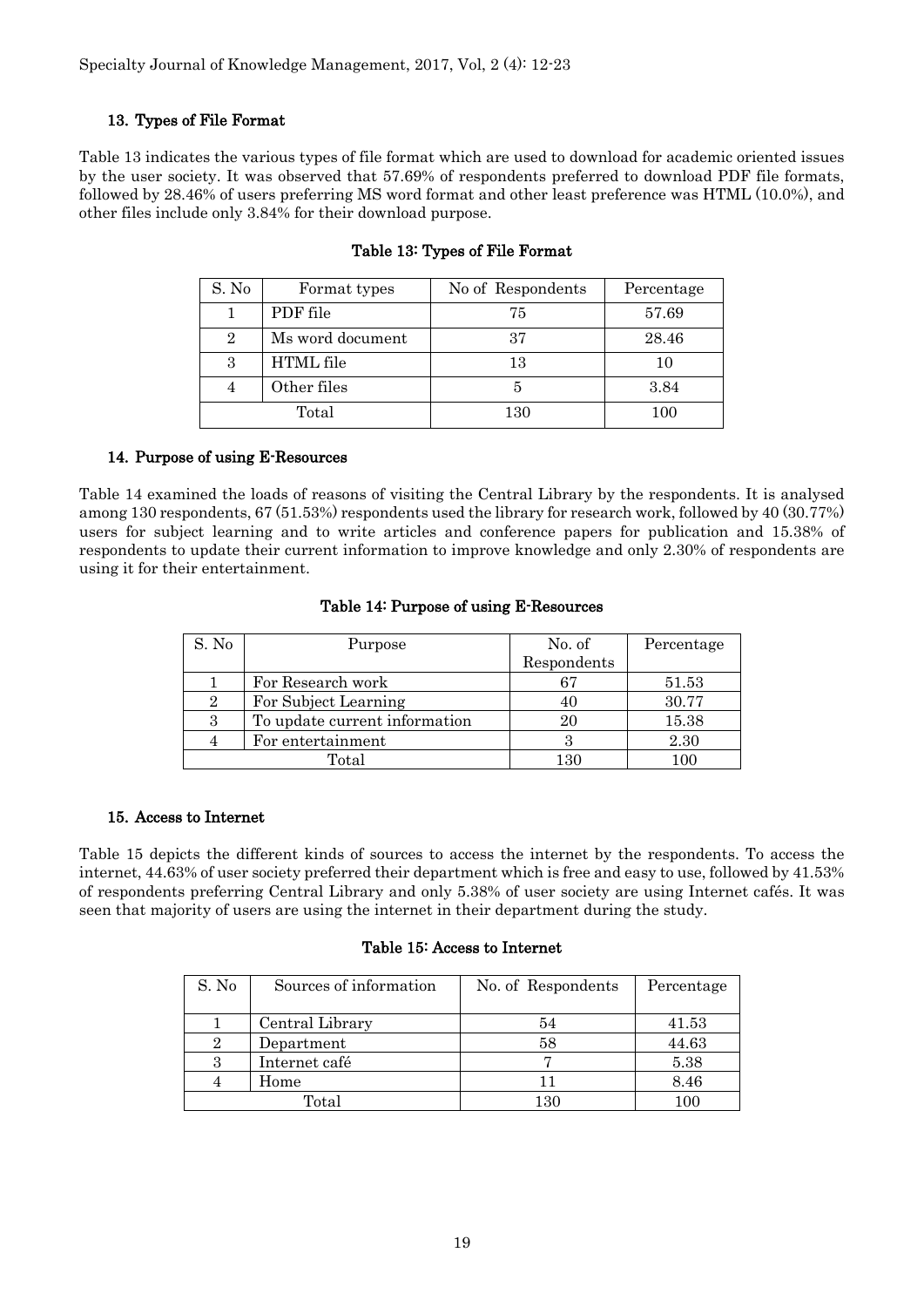### 13. Types of File Format

Table 13 indicates the various types of file format which are used to download for academic oriented issues by the user society. It was observed that 57.69% of respondents preferred to download PDF file formats, followed by 28.46% of users preferring MS word format and other least preference was HTML (10.0%), and other files include only 3.84% for their download purpose.

**Table 13: Types of File Format**

| S. No | Format types | No of Respondents | Percentage |
|---|---|---|---|
| 1 | PDF file | 75 | 57.69 |
| 2 | Ms word document | 37 | 28.46 |
| 3 | HTML file | 13 | 10 |
| 4 | Other files | 5 | 3.84 |
| Total | | 130 | 100 |

### 14. Purpose of using E-Resources

Table 14 examined the loads of reasons of visiting the Central Library by the respondents. It is analysed among 130 respondents, 67 (51.53%) respondents used the library for research work, followed by 40 (30.77%) users for subject learning and to write articles and conference papers for publication and 15.38% of respondents to update their current information to improve knowledge and only 2.30% of respondents are using it for their entertainment.

**Table 14: Purpose of using E-Resources**

| S. No | Purpose | No. of Respondents | Percentage |
|---|---|---|---|
| 1 | For Research work | 67 | 51.53 |
| 2 | For Subject Learning | 40 | 30.77 |
| 3 | To update current information | 20 | 15.38 |
| 4 | For entertainment | 3 | 2.30 |
| Total | | 130 | 100 |

### 15. Access to Internet

Table 15 depicts the different kinds of sources to access the internet by the respondents. To access the internet, 44.63% of user society preferred their department which is free and easy to use, followed by 41.53% of respondents preferring Central Library and only 5.38% of user society are using Internet cafés. It was seen that majority of users are using the internet in their department during the study.

**Table 15: Access to Internet**

| S. No | Sources of information | No. of Respondents | Percentage |
|---|---|---|---|
| 1 | Central Library | 54 | 41.53 |
| 2 | Department | 58 | 44.63 |
| 3 | Internet café | 7 | 5.38 |
| 4 | Home | 11 | 8.46 |
| Total | | 130 | 100 |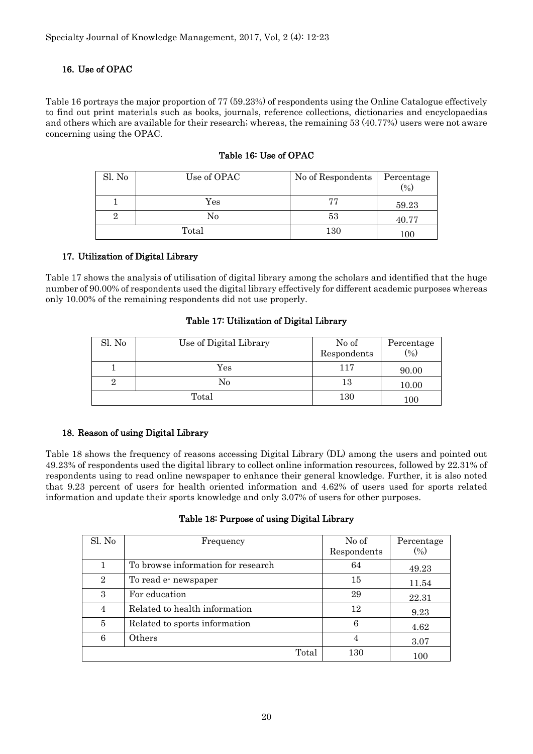### 16. Use of OPAC

Table 16 portrays the major proportion of 77 (59.23%) of respondents using the Online Catalogue effectively to find out print materials such as books, journals, reference collections, dictionaries and encyclopaedias and others which are available for their research; whereas, the remaining 53 (40.77%) users were not aware concerning using the OPAC.

**Table 16: Use of OPAC**

| Sl. No | Use of OPAC | No of Respondents | Percentage (%) |
|---|---|---|---|
| 1 | Yes | 77 | 59.23 |
| 2 | No | 53 | 40.77 |
| Total | | 130 | 100 |

### 17. Utilization of Digital Library

Table 17 shows the analysis of utilisation of digital library among the scholars and identified that the huge number of 90.00% of respondents used the digital library effectively for different academic purposes whereas only 10.00% of the remaining respondents did not use properly.

**Table 17: Utilization of Digital Library**

| Sl. No | Use of Digital Library | No of Respondents | Percentage (%) |
|---|---|---|---|
| 1 | Yes | 117 | 90.00 |
| 2 | No | 13 | 10.00 |
| Total | | 130 | 100 |

### 18. Reason of using Digital Library

Table 18 shows the frequency of reasons accessing Digital Library (DL) among the users and pointed out 49.23% of respondents used the digital library to collect online information resources, followed by 22.31% of respondents using to read online newspaper to enhance their general knowledge. Further, it is also noted that 9.23 percent of users for health oriented information and 4.62% of users used for sports related information and update their sports knowledge and only 3.07% of users for other purposes.

**Table 18: Purpose of using Digital Library**

| Sl. No | Frequency | No of Respondents | Percentage (%) |
|---|---|---|---|
| 1 | To browse information for research | 64 | 49.23 |
| 2 | To read e- newspaper | 15 | 11.54 |
| 3 | For education | 29 | 22.31 |
| 4 | Related to health information | 12 | 9.23 |
| 5 | Related to sports information | 6 | 4.62 |
| 6 | Others | 4 | 3.07 |
| | Total | 130 | 100 |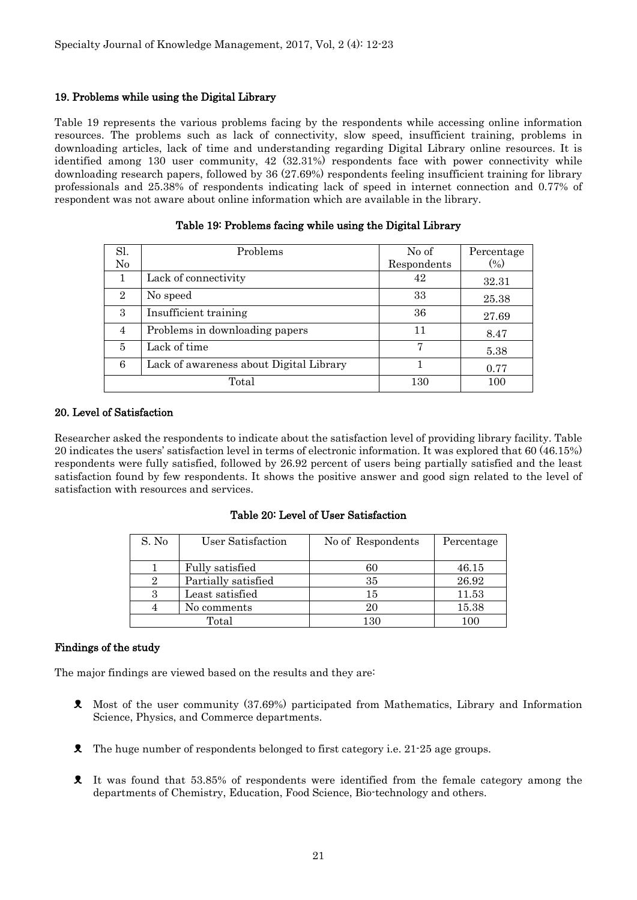## 19. Problems while using the Digital Library

Table 19 represents the various problems facing by the respondents while accessing online information resources. The problems such as lack of connectivity, slow speed, insufficient training, problems in downloading articles, lack of time and understanding regarding Digital Library online resources. It is identified among 130 user community, 42 (32.31%) respondents face with power connectivity while downloading research papers, followed by 36 (27.69%) respondents feeling insufficient training for library professionals and 25.38% of respondents indicating lack of speed in internet connection and 0.77% of respondent was not aware about online information which are available in the library.

**Table 19: Problems facing while using the Digital Library**

| Sl. No | Problems | No of Respondents | Percentage (%) |
|---|---|---|---|
| 1 | Lack of connectivity | 42 | 32.31 |
| 2 | No speed | 33 | 25.38 |
| 3 | Insufficient training | 36 | 27.69 |
| 4 | Problems in downloading papers | 11 | 8.47 |
| 5 | Lack of time | 7 | 5.38 |
| 6 | Lack of awareness about Digital Library | 1 | 0.77 |
| | Total | 130 | 100 |

## 20. Level of Satisfaction

Researcher asked the respondents to indicate about the satisfaction level of providing library facility. Table 20 indicates the users' satisfaction level in terms of electronic information. It was explored that 60 (46.15%) respondents were fully satisfied, followed by 26.92 percent of users being partially satisfied and the least satisfaction found by few respondents. It shows the positive answer and good sign related to the level of satisfaction with resources and services.

**Table 20: Level of User Satisfaction**

| S. No | User Satisfaction | No of Respondents | Percentage |
|---|---|---|---|
| 1 | Fully satisfied | 60 | 46.15 |
| 2 | Partially satisfied | 35 | 26.92 |
| 3 | Least satisfied | 15 | 11.53 |
| 4 | No comments | 20 | 15.38 |
| | Total | 130 | 100 |

## Findings of the study

The major findings are viewed based on the results and they are:

- Most of the user community (37.69%) participated from Mathematics, Library and Information Science, Physics, and Commerce departments.
- The huge number of respondents belonged to first category i.e. 21-25 age groups.
- It was found that 53.85% of respondents were identified from the female category among the departments of Chemistry, Education, Food Science, Bio-technology and others.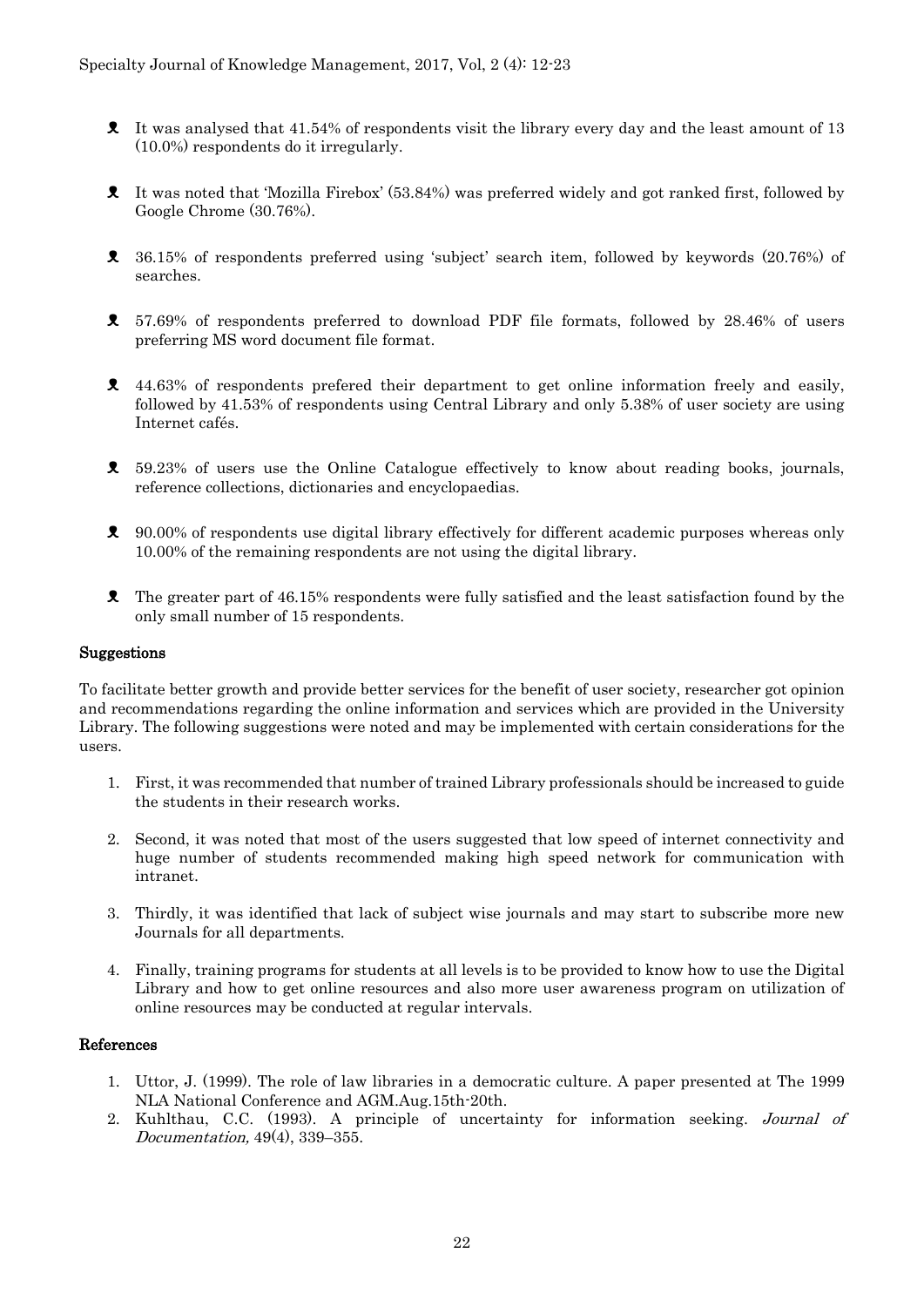- It was analysed that 41.54% of respondents visit the library every day and the least amount of 13 (10.0%) respondents do it irregularly.

- It was noted that 'Mozilla Firebox' (53.84%) was preferred widely and got ranked first, followed by Google Chrome (30.76%).

- 36.15% of respondents preferred using 'subject' search item, followed by keywords (20.76%) of searches.

- 57.69% of respondents preferred to download PDF file formats, followed by 28.46% of users preferring MS word document file format.

- 44.63% of respondents prefered their department to get online information freely and easily, followed by 41.53% of respondents using Central Library and only 5.38% of user society are using Internet cafés.

- 59.23% of users use the Online Catalogue effectively to know about reading books, journals, reference collections, dictionaries and encyclopaedias.

- 90.00% of respondents use digital library effectively for different academic purposes whereas only 10.00% of the remaining respondents are not using the digital library.

- The greater part of 46.15% respondents were fully satisfied and the least satisfaction found by the only small number of 15 respondents.

## Suggestions

To facilitate better growth and provide better services for the benefit of user society, researcher got opinion and recommendations regarding the online information and services which are provided in the University Library. The following suggestions were noted and may be implemented with certain considerations for the users.

1. First, it was recommended that number of trained Library professionals should be increased to guide the students in their research works.

2. Second, it was noted that most of the users suggested that low speed of internet connectivity and huge number of students recommended making high speed network for communication with intranet.

3. Thirdly, it was identified that lack of subject wise journals and may start to subscribe more new Journals for all departments.

4. Finally, training programs for students at all levels is to be provided to know how to use the Digital Library and how to get online resources and also more user awareness program on utilization of online resources may be conducted at regular intervals.

## References

1. Uttor, J. (1999). The role of law libraries in a democratic culture. A paper presented at The 1999 NLA National Conference and AGM.Aug.15th-20th.
2. Kuhlthau, C.C. (1993). A principle of uncertainty for information seeking. *Journal of Documentation,* 49(4), 339–355.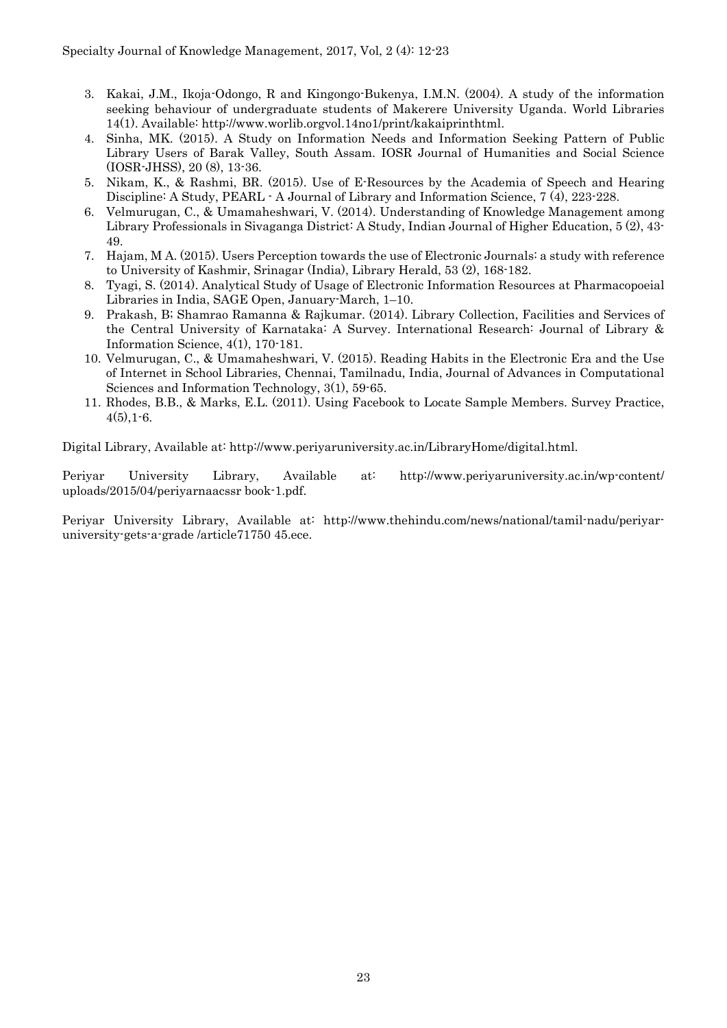3. Kakai, J.M., Ikoja-Odongo, R and Kingongo-Bukenya, I.M.N. (2004). A study of the information seeking behaviour of undergraduate students of Makerere University Uganda. World Libraries 14(1). Available: http://www.worlib.orgvol.14no1/print/kakaiprinthtml.
4. Sinha, MK. (2015). A Study on Information Needs and Information Seeking Pattern of Public Library Users of Barak Valley, South Assam. IOSR Journal of Humanities and Social Science (IOSR-JHSS), 20 (8), 13-36.
5. Nikam, K., & Rashmi, BR. (2015). Use of E-Resources by the Academia of Speech and Hearing Discipline: A Study, PEARL - A Journal of Library and Information Science, 7 (4), 223-228.
6. Velmurugan, C., & Umamaheshwari, V. (2014). Understanding of Knowledge Management among Library Professionals in Sivaganga District: A Study, Indian Journal of Higher Education, 5 (2), 43-49.
7. Hajam, M A. (2015). Users Perception towards the use of Electronic Journals: a study with reference to University of Kashmir, Srinagar (India), Library Herald, 53 (2), 168-182.
8. Tyagi, S. (2014). Analytical Study of Usage of Electronic Information Resources at Pharmacopoeial Libraries in India, SAGE Open, January-March, 1–10.
9. Prakash, B; Shamrao Ramanna & Rajkumar. (2014). Library Collection, Facilities and Services of the Central University of Karnataka: A Survey. International Research: Journal of Library & Information Science, 4(1), 170-181.
10. Velmurugan, C., & Umamaheshwari, V. (2015). Reading Habits in the Electronic Era and the Use of Internet in School Libraries, Chennai, Tamilnadu, India, Journal of Advances in Computational Sciences and Information Technology, 3(1), 59-65.
11. Rhodes, B.B., & Marks, E.L. (2011). Using Facebook to Locate Sample Members. Survey Practice, 4(5),1-6.

Digital Library, Available at: http://www.periyaruniversity.ac.in/LibraryHome/digital.html.

Periyar University Library, Available at: http://www.periyaruniversity.ac.in/wp-content/uploads/2015/04/periyarnaacssr book-1.pdf.

Periyar University Library, Available at: http://www.thehindu.com/news/national/tamil-nadu/periyar-university-gets-a-grade /article71750 45.ece.